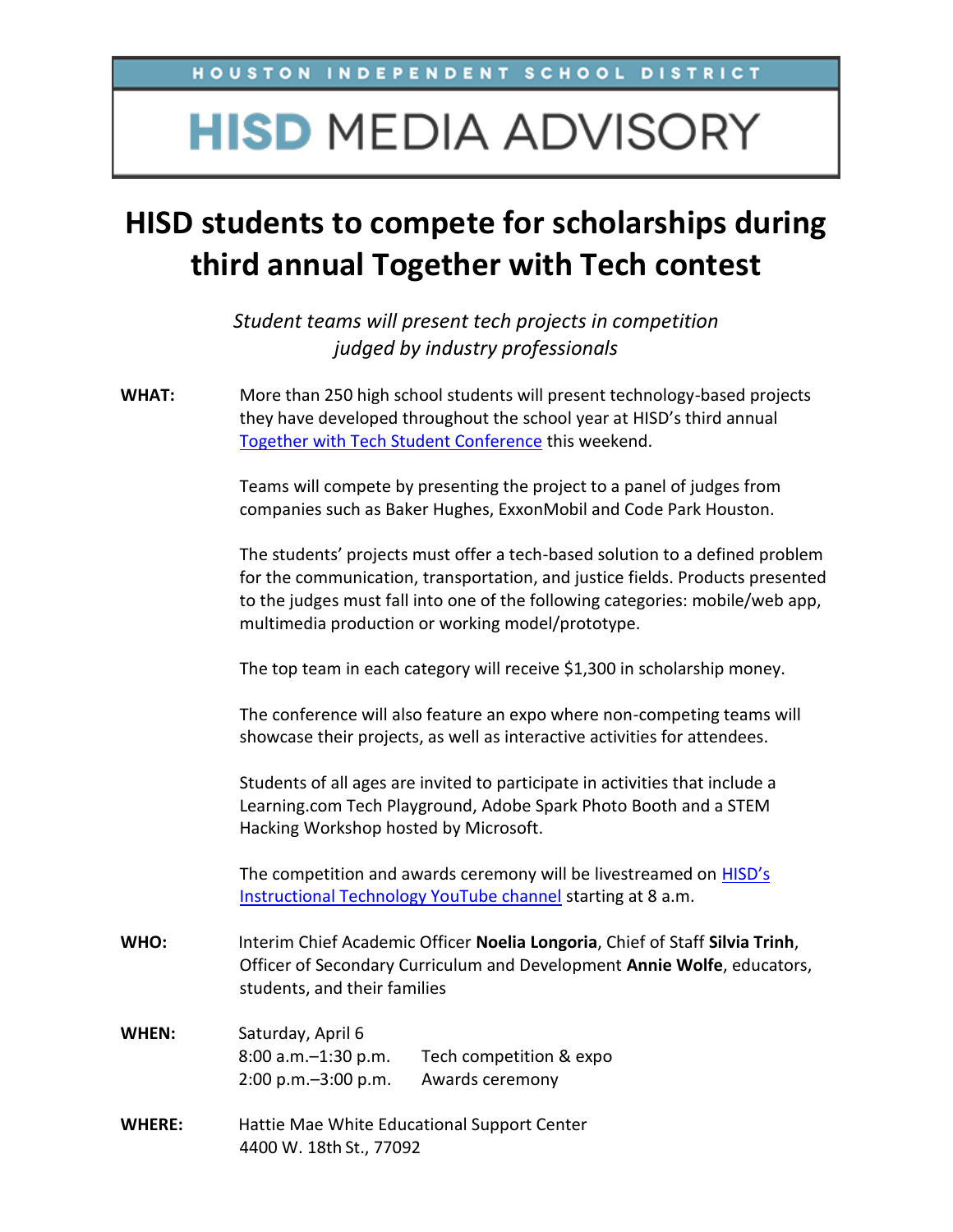HOUSTON INDEPENDENT SCHOOL DISTRICT

# HISD MEDIA ADVISORY

## HISD students to compete for scholarships during third annual Together with Tech contest

*Student teams will present tech projects in competition judged by industry professionals*

**WHAT:** More than 250 high school students will present technology-based projects they have developed throughout the school year at HISD's third annual Together with Tech Student Conference this weekend.

Teams will compete by presenting the project to a panel of judges from companies such as Baker Hughes, ExxonMobil and Code Park Houston.

The students' projects must offer a tech-based solution to a defined problem for the communication, transportation, and justice fields. Products presented to the judges must fall into one of the following categories: mobile/web app, multimedia production or working model/prototype.

The top team in each category will receive $1,300 in scholarship money.

The conference will also feature an expo where non-competing teams will showcase their projects, as well as interactive activities for attendees.

Students of all ages are invited to participate in activities that include a Learning.com Tech Playground, Adobe Spark Photo Booth and a STEM Hacking Workshop hosted by Microsoft.

The competition and awards ceremony will be livestreamed on HISD's Instructional Technology YouTube channel starting at 8 a.m.

**WHO:** Interim Chief Academic Officer **Noelia Longoria**, Chief of Staff **Silvia Trinh**, Officer of Secondary Curriculum and Development **Annie Wolfe**, educators, students, and their families

**WHEN:** Saturday, April 6

| | |
|---|---|
| 8:00 a.m.–1:30 p.m. | Tech competition & expo |
| 2:00 p.m.–3:00 p.m. | Awards ceremony |

**WHERE:** Hattie Mae White Educational Support Center
4400 W. 18th St., 77092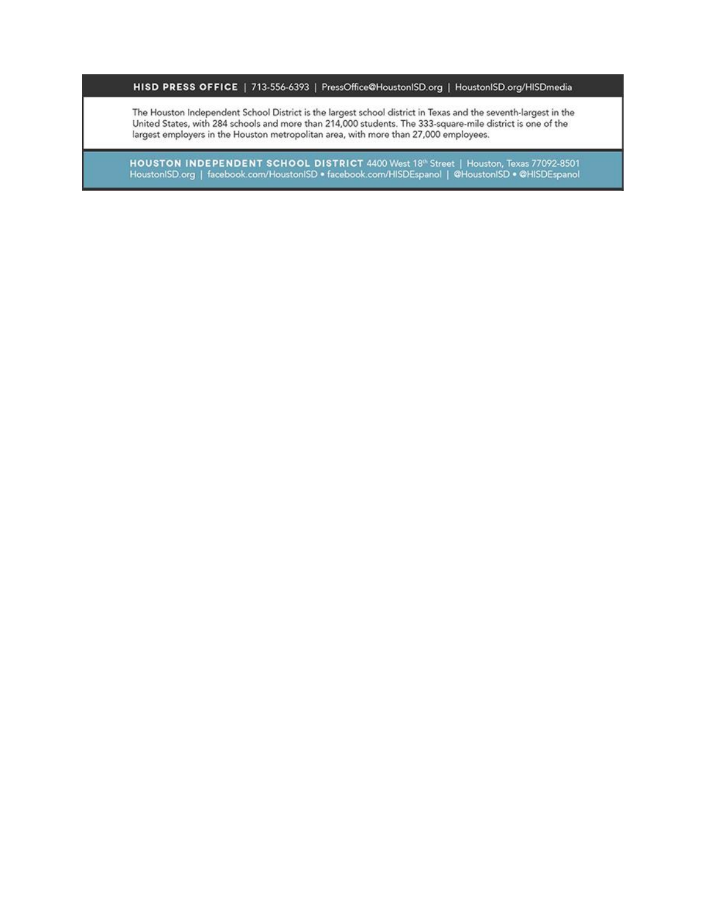**HISD PRESS OFFICE** | 713-556-6393 | PressOffice@HoustonISD.org | HoustonISD.org/HISDmedia

The Houston Independent School District is the largest school district in Texas and the seventh-largest in the United States, with 284 schools and more than 214,000 students. The 333-square-mile district is one of the largest employers in the Houston metropolitan area, with more than 27,000 employees.

**HOUSTON INDEPENDENT SCHOOL DISTRICT** 4400 West 18th Street | Houston, Texas 77092-8501
HoustonISD.org | facebook.com/HoustonISD • facebook.com/HISDEspanol | @HoustonISD • @HISDEspanol